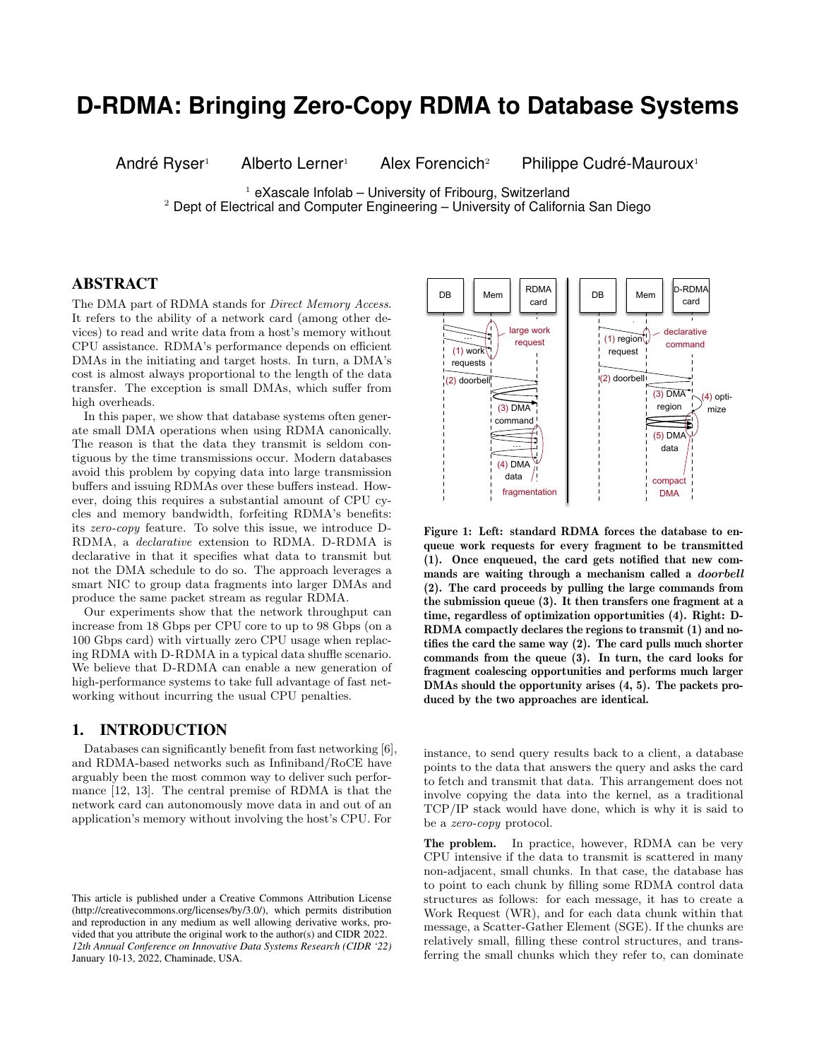# D-RDMA: Bringing Zero-Copy RDMA to Database Systems

André Ryser[1] Alberto Lerner[1] Alex Forencich[2] Philippe Cudré-Mauroux[1]

[1] eXascale Infolab – University of Fribourg, Switzerland
[2] Dept of Electrical and Computer Engineering – University of California San Diego

## ABSTRACT

The DMA part of RDMA stands for *Direct Memory Access*. It refers to the ability of a network card (among other devices) to read and write data from a host's memory without CPU assistance. RDMA's performance depends on efficient DMAs in the initiating and target hosts. In turn, a DMA's cost is almost always proportional to the length of the data transfer. The exception is small DMAs, which suffer from high overheads.

In this paper, we show that database systems often generate small DMA operations when using RDMA canonically. The reason is that the data they transmit is seldom contiguous by the time transmissions occur. Modern databases avoid this problem by copying data into large transmission buffers and issuing RDMAs over these buffers instead. However, doing this requires a substantial amount of CPU cycles and memory bandwidth, forfeiting RDMA's benefits: its *zero-copy* feature. To solve this issue, we introduce D-RDMA, a *declarative* extension to RDMA. D-RDMA is declarative in that it specifies what data to transmit but not the DMA schedule to do so. The approach leverages a smart NIC to group data fragments into larger DMAs and produce the same packet stream as regular RDMA.

Our experiments show that the network throughput can increase from 18 Gbps per CPU core to up to 98 Gbps (on a 100 Gbps card) with virtually zero CPU usage when replacing RDMA with D-RDMA in a typical data shuffle scenario. We believe that D-RDMA can enable a new generation of high-performance systems to take full advantage of fast networking without incurring the usual CPU penalties.

## 1. INTRODUCTION

Databases can significantly benefit from fast networking [6], and RDMA-based networks such as Infiniband/RoCE have arguably been the most common way to deliver such performance [12, 13]. The central premise of RDMA is that the network card can autonomously move data in and out of an application's memory without involving the host's CPU. For instance, to send query results back to a client, a database points to the data that answers the query and asks the card to fetch and transmit that data. This arrangement does not involve copying the data into the kernel, as a traditional TCP/IP stack would have done, which is why it is said to be a *zero-copy* protocol.

**Figure 1: Left: standard RDMA forces the database to enqueue work requests for every fragment to be transmitted (1). Once enqueued, the card gets notified that new commands are waiting through a mechanism called a *doorbell* (2). The card proceeds by pulling the large commands from the submission queue (3). It then transfers one fragment at a time, regardless of optimization opportunities (4). Right: D-RDMA compactly declares the regions to transmit (1) and notifies the card the same way (2). The card pulls much shorter commands from the queue (3). In turn, the card looks for fragment coalescing opportunities and performs much larger DMAs should the opportunity arises (4, 5). The packets produced by the two approaches are identical.**

**The problem.** In practice, however, RDMA can be very CPU intensive if the data to transmit is scattered in many non-adjacent, small chunks. In that case, the database has to point to each chunk by filling some RDMA control data structures as follows: for each message, it has to create a Work Request (WR), and for each data chunk within that message, a Scatter-Gather Element (SGE). If the chunks are relatively small, filling these control structures, and transferring the small chunks which they refer to, can dominate

This article is published under a Creative Commons Attribution License (http://creativecommons.org/licenses/by/3.0/), which permits distribution and reproduction in any medium as well allowing derivative works, provided that you attribute the original work to the author(s) and CIDR 2022.
*12th Annual Conference on Innovative Data Systems Research (CIDR '22)* January 10-13, 2022, Chaminade, USA.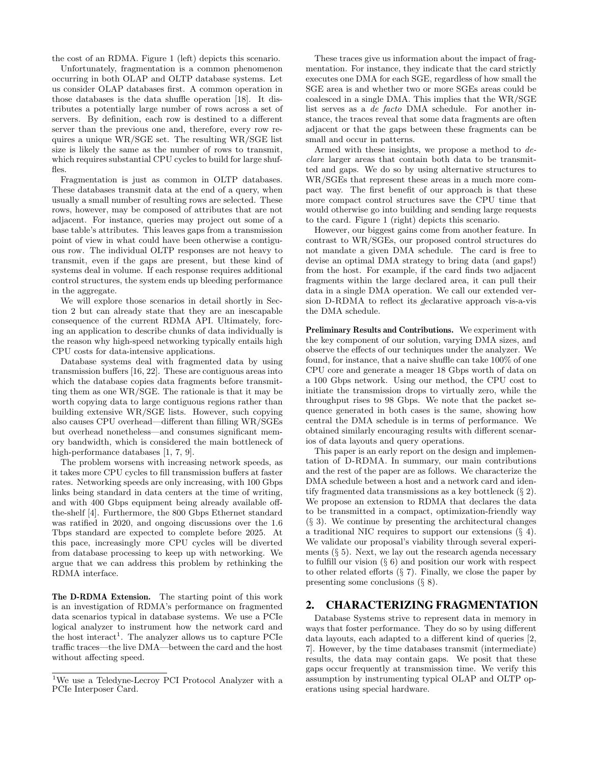the cost of an RDMA. Figure 1 (left) depicts this scenario.

Unfortunately, fragmentation is a common phenomenon occurring in both OLAP and OLTP database systems. Let us consider OLAP databases first. A common operation in those databases is the data shuffle operation [18]. It distributes a potentially large number of rows across a set of servers. By definition, each row is destined to a different server than the previous one and, therefore, every row requires a unique WR/SGE set. The resulting WR/SGE list size is likely the same as the number of rows to transmit, which requires substantial CPU cycles to build for large shuffles.

Fragmentation is just as common in OLTP databases. These databases transmit data at the end of a query, when usually a small number of resulting rows are selected. These rows, however, may be composed of attributes that are not adjacent. For instance, queries may project out some of a base table's attributes. This leaves gaps from a transmission point of view in what could have been otherwise a contiguous row. The individual OLTP responses are not heavy to transmit, even if the gaps are present, but these kind of systems deal in volume. If each response requires additional control structures, the system ends up bleeding performance in the aggregate.

We will explore those scenarios in detail shortly in Section 2 but can already state that they are an inescapable consequence of the current RDMA API. Ultimately, forcing an application to describe chunks of data individually is the reason why high-speed networking typically entails high CPU costs for data-intensive applications.

Database systems deal with fragmented data by using transmission buffers [16, 22]. These are contiguous areas into which the database copies data fragments before transmitting them as one WR/SGE. The rationale is that it may be worth copying data to large contiguous regions rather than building extensive WR/SGE lists. However, such copying also causes CPU overhead—different than filling WR/SGEs but overhead nonetheless—and consumes significant memory bandwidth, which is considered the main bottleneck of high-performance databases [1, 7, 9].

The problem worsens with increasing network speeds, as it takes more CPU cycles to fill transmission buffers at faster rates. Networking speeds are only increasing, with 100 Gbps links being standard in data centers at the time of writing, and with 400 Gbps equipment being already available off-the-shelf [4]. Furthermore, the 800 Gbps Ethernet standard was ratified in 2020, and ongoing discussions over the 1.6 Tbps standard are expected to complete before 2025. At this pace, increasingly more CPU cycles will be diverted from database processing to keep up with networking. We argue that we can address this problem by rethinking the RDMA interface.

**The D-RDMA Extension.** The starting point of this work is an investigation of RDMA's performance on fragmented data scenarios typical in database systems. We use a PCIe logical analyzer to instrument how the network card and the host interact[1]. The analyzer allows us to capture PCIe traffic traces—the live DMA—between the card and the host without affecting speed.

[1] We use a Teledyne-Lecroy PCI Protocol Analyzer with a PCIe Interposer Card.

These traces give us information about the impact of fragmentation. For instance, they indicate that the card strictly executes one DMA for each SGE, regardless of how small the SGE area is and whether two or more SGEs areas could be coalesced in a single DMA. This implies that the WR/SGE list serves as a *de facto* DMA schedule. For another instance, the traces reveal that some data fragments are often adjacent or that the gaps between these fragments can be small and occur in patterns.

Armed with these insights, we propose a method to *declare* larger areas that contain both data to be transmitted and gaps. We do so by using alternative structures to WR/SGEs that represent these areas in a much more compact way. The first benefit of our approach is that these more compact control structures save the CPU time that would otherwise go into building and sending large requests to the card. Figure 1 (right) depicts this scenario.

However, our biggest gains come from another feature. In contrast to WR/SGEs, our proposed control structures do not mandate a given DMA schedule. The card is free to devise an optimal DMA strategy to bring data (and gaps!) from the host. For example, if the card finds two adjacent fragments within the large declared area, it can pull their data in a single DMA operation. We call our extended version D-RDMA to reflect its *d*eclarative approach vis-a-vis the DMA schedule.

**Preliminary Results and Contributions.** We experiment with the key component of our solution, varying DMA sizes, and observe the effects of our techniques under the analyzer. We found, for instance, that a naive shuffle can take 100% of one CPU core and generate a meager 18 Gbps worth of data on a 100 Gbps network. Using our method, the CPU cost to initiate the transmission drops to virtually zero, while the throughput rises to 98 Gbps. We note that the packet sequence generated in both cases is the same, showing how central the DMA schedule is in terms of performance. We obtained similarly encouraging results with different scenarios of data layouts and query operations.

This paper is an early report on the design and implementation of D-RDMA. In summary, our main contributions and the rest of the paper are as follows. We characterize the DMA schedule between a host and a network card and identify fragmented data transmissions as a key bottleneck (§ 2). We propose an extension to RDMA that declares the data to be transmitted in a compact, optimization-friendly way (§ 3). We continue by presenting the architectural changes a traditional NIC requires to support our extensions (§ 4). We validate our proposal's viability through several experiments (§ 5). Next, we lay out the research agenda necessary to fulfill our vision (§ 6) and position our work with respect to other related efforts (§ 7). Finally, we close the paper by presenting some conclusions (§ 8).

## 2. CHARACTERIZING FRAGMENTATION

Database Systems strive to represent data in memory in ways that foster performance. They do so by using different data layouts, each adapted to a different kind of queries [2, 7]. However, by the time databases transmit (intermediate) results, the data may contain gaps. We posit that these gaps occur frequently at transmission time. We verify this assumption by instrumenting typical OLAP and OLTP operations using special hardware.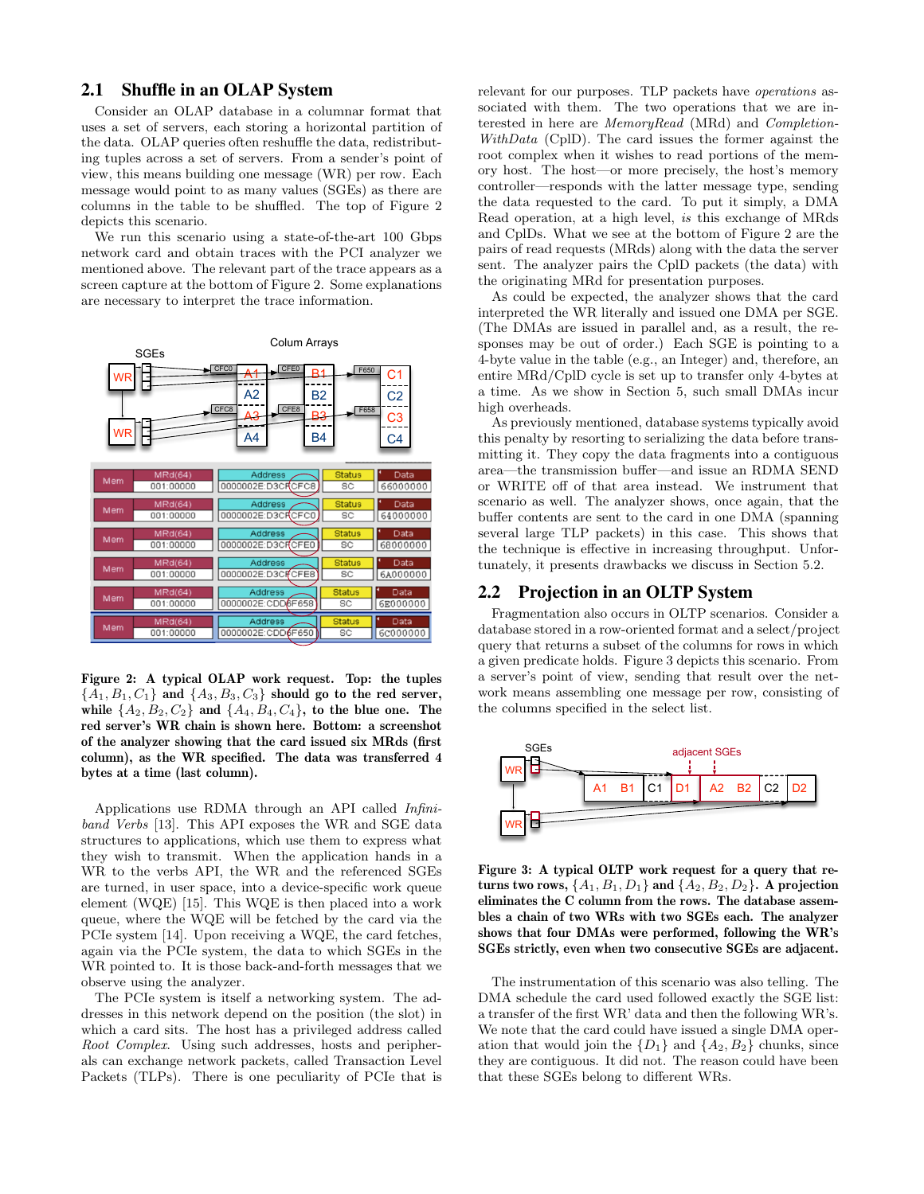## 2.1 Shuffle in an OLAP System

Consider an OLAP database in a columnar format that uses a set of servers, each storing a horizontal partition of the data. OLAP queries often reshuffle the data, redistributing tuples across a set of servers. From a sender's point of view, this means building one message (WR) per row. Each message would point to as many values (SGEs) as there are columns in the table to be shuffled. The top of Figure 2 depicts this scenario.

We run this scenario using a state-of-the-art 100 Gbps network card and obtain traces with the PCI analyzer we mentioned above. The relevant part of the trace appears as a screen capture at the bottom of Figure 2. Some explanations are necessary to interpret the trace information.

**Figure 2: A typical OLAP work request. Top: the tuples $\{A_1, B_1, C_1\}$ and $\{A_3, B_3, C_3\}$ should go to the red server, while $\{A_2, B_2, C_2\}$ and $\{A_4, B_4, C_4\}$, to the blue one. The red server's WR chain is shown here. Bottom: a screenshot of the analyzer showing that the card issued six MRds (first column), as the WR specified. The data was transferred 4 bytes at a time (last column).**

Applications use RDMA through an API called *Infiniband Verbs* [13]. This API exposes the WR and SGE data structures to applications, which use them to express what they wish to transmit. When the application hands in a WR to the verbs API, the WR and the referenced SGEs are turned, in user space, into a device-specific work queue element (WQE) [15]. This WQE is then placed into a work queue, where the WQE will be fetched by the card via the PCIe system [14]. Upon receiving a WQE, the card fetches, again via the PCIe system, the data to which SGEs in the WR pointed to. It is those back-and-forth messages that we observe using the analyzer.

The PCIe system is itself a networking system. The addresses in this network depend on the position (the slot) in which a card sits. The host has a privileged address called *Root Complex*. Using such addresses, hosts and peripherals can exchange network packets, called Transaction Level Packets (TLPs). There is one peculiarity of PCIe that is relevant for our purposes. TLP packets have *operations* associated with them. The two operations that we are interested in here are *MemoryRead* (MRd) and *CompletionWithData* (CplD). The card issues the former against the root complex when it wishes to read portions of the memory host. The host—or more precisely, the host's memory controller—responds with the latter message type, sending the data requested to the card. To put it simply, a DMA Read operation, at a high level, *is* this exchange of MRds and CplDs. What we see at the bottom of Figure 2 are the pairs of read requests (MRds) along with the data the server sent. The analyzer pairs the CplD packets (the data) with the originating MRd for presentation purposes.

As could be expected, the analyzer shows that the card interpreted the WR literally and issued one DMA per SGE. (The DMAs are issued in parallel and, as a result, the responses may be out of order.) Each SGE is pointing to a 4-byte value in the table (e.g., an Integer) and, therefore, an entire MRd/CplD cycle is set up to transfer only 4-bytes at a time. As we show in Section 5, such small DMAs incur high overheads.

As previously mentioned, database systems typically avoid this penalty by resorting to serializing the data before transmitting it. They copy the data fragments into a contiguous area—the transmission buffer—and issue an RDMA SEND or WRITE off of that area instead. We instrument that scenario as well. The analyzer shows, once again, that the buffer contents are sent to the card in one DMA (spanning several large TLP packets) in this case. This shows that the technique is effective in increasing throughput. Unfortunately, it presents drawbacks we discuss in Section 5.2.

## 2.2 Projection in an OLTP System

Fragmentation also occurs in OLTP scenarios. Consider a database stored in a row-oriented format and a select/project query that returns a subset of the columns for rows in which a given predicate holds. Figure 3 depicts this scenario. From a server's point of view, sending that result over the network means assembling one message per row, consisting of the columns specified in the select list.

**Figure 3: A typical OLTP work request for a query that returns two rows, $\{A_1, B_1, D_1\}$ and $\{A_2, B_2, D_2\}$. A projection eliminates the C column from the rows. The database assembles a chain of two WRs with two SGEs each. The analyzer shows that four DMAs were performed, following the WR's SGEs strictly, even when two consecutive SGEs are adjacent.**

The instrumentation of this scenario was also telling. The DMA schedule the card used followed exactly the SGE list: a transfer of the first WR' data and then the following WR's. We note that the card could have issued a single DMA operation that would join the $\{D_1\}$ and $\{A_2, B_2\}$ chunks, since they are contiguous. It did not. The reason could have been that these SGEs belong to different WRs.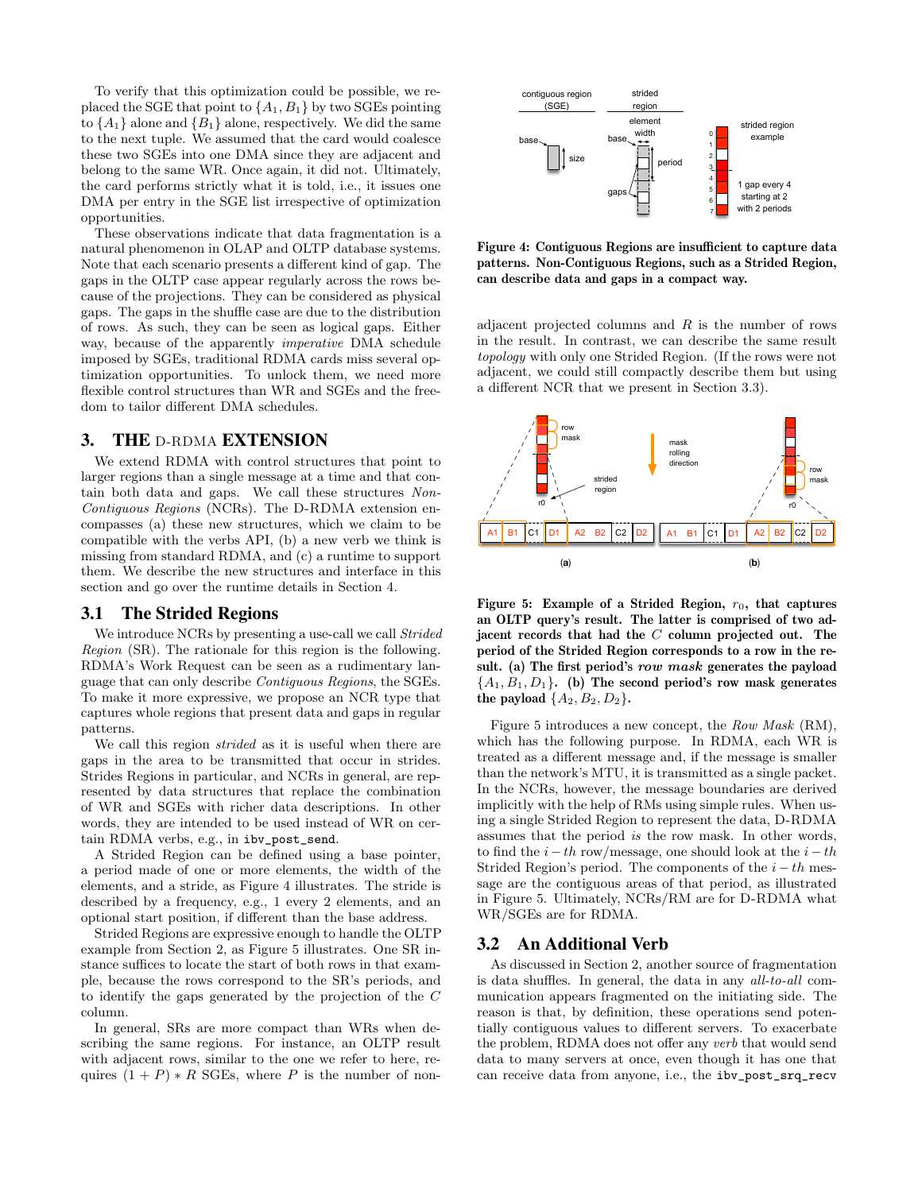To verify that this optimization could be possible, we replaced the SGE that point to $\{A_1, B_1\}$ by two SGEs pointing to $\{A_1\}$ alone and $\{B_1\}$ alone, respectively. We did the same to the next tuple. We assumed that the card would coalesce these two SGEs into one DMA since they are adjacent and belong to the same WR. Once again, it did not. Ultimately, the card performs strictly what it is told, i.e., it issues one DMA per entry in the SGE list irrespective of optimization opportunities.

These observations indicate that data fragmentation is a natural phenomenon in OLAP and OLTP database systems. Note that each scenario presents a different kind of gap. The gaps in the OLTP case appear regularly across the rows because of the projections. They can be considered as physical gaps. The gaps in the shuffle case are due to the distribution of rows. As such, they can be seen as logical gaps. Either way, because of the apparently *imperative* DMA schedule imposed by SGEs, traditional RDMA cards miss several optimization opportunities. To unlock them, we need more flexible control structures than WR and SGEs and the freedom to tailor different DMA schedules.

## 3. THE D-RDMA EXTENSION

We extend RDMA with control structures that point to larger regions than a single message at a time and that contain both data and gaps. We call these structures *Non-Contiguous Regions* (NCRs). The D-RDMA extension encompasses (a) these new structures, which we claim to be compatible with the verbs API, (b) a new verb we think is missing from standard RDMA, and (c) a runtime to support them. We describe the new structures and interface in this section and go over the runtime details in Section 4.

### 3.1 The Strided Regions

We introduce NCRs by presenting a use-call we call *Strided Region* (SR). The rationale for this region is the following. RDMA's Work Request can be seen as a rudimentary language that can only describe *Contiguous Regions*, the SGEs. To make it more expressive, we propose an NCR type that captures whole regions that present data and gaps in regular patterns.

We call this region *strided* as it is useful when there are gaps in the area to be transmitted that occur in strides. Strides Regions in particular, and NCRs in general, are represented by data structures that replace the combination of WR and SGEs with richer data descriptions. In other words, they are intended to be used instead of WR on certain RDMA verbs, e.g., in `ibv_post_send`.

A Strided Region can be defined using a base pointer, a period made of one or more elements, the width of the elements, and a stride, as Figure 4 illustrates. The stride is described by a frequency, e.g., 1 every 2 elements, and an optional start position, if different than the base address.

Strided Regions are expressive enough to handle the OLTP example from Section 2, as Figure 5 illustrates. One SR instance suffices to locate the start of both rows in that example, because the rows correspond to the SR's periods, and to identify the gaps generated by the projection of the $C$ column.

In general, SRs are more compact than WRs when describing the same regions. For instance, an OLTP result with adjacent rows, similar to the one we refer to here, requires $(1 + P) * R$ SGEs, where $P$ is the number of non-adjacent projected columns and $R$ is the number of rows in the result. In contrast, we can describe the same result *topology* with only one Strided Region. (If the rows were not adjacent, we could still compactly describe them but using a different NCR that we present in Section 3.3).

**Figure 4: Contiguous Regions are insufficient to capture data patterns. Non-Contiguous Regions, such as a Strided Region, can describe data and gaps in a compact way.**

**Figure 5: Example of a Strided Region, $r_0$, that captures an OLTP query's result. The latter is comprised of two adjacent records that had the $C$ column projected out. The period of the Strided Region corresponds to a row in the result. (a) The first period's *row mask* generates the payload $\{A_1, B_1, D_1\}$. (b) The second period's row mask generates the payload $\{A_2, B_2, D_2\}$.**

Figure 5 introduces a new concept, the *Row Mask* (RM), which has the following purpose. In RDMA, each WR is treated as a different message and, if the message is smaller than the network's MTU, it is transmitted as a single packet. In the NCRs, however, the message boundaries are derived implicitly with the help of RMs using simple rules. When using a single Strided Region to represent the data, D-RDMA assumes that the period *is* the row mask. In other words, to find the $i-th$ row/message, one should look at the $i-th$ Strided Region's period. The components of the $i-th$ message are the contiguous areas of that period, as illustrated in Figure 5. Ultimately, NCRs/RM are for D-RDMA what WR/SGEs are for RDMA.

### 3.2 An Additional Verb

As discussed in Section 2, another source of fragmentation is data shuffles. In general, the data in any *all-to-all* communication appears fragmented on the initiating side. The reason is that, by definition, these operations send potentially contiguous values to different servers. To exacerbate the problem, RDMA does not offer any *verb* that would send data to many servers at once, even though it has one that can receive data from anyone, i.e., the `ibv_post_srq_recv`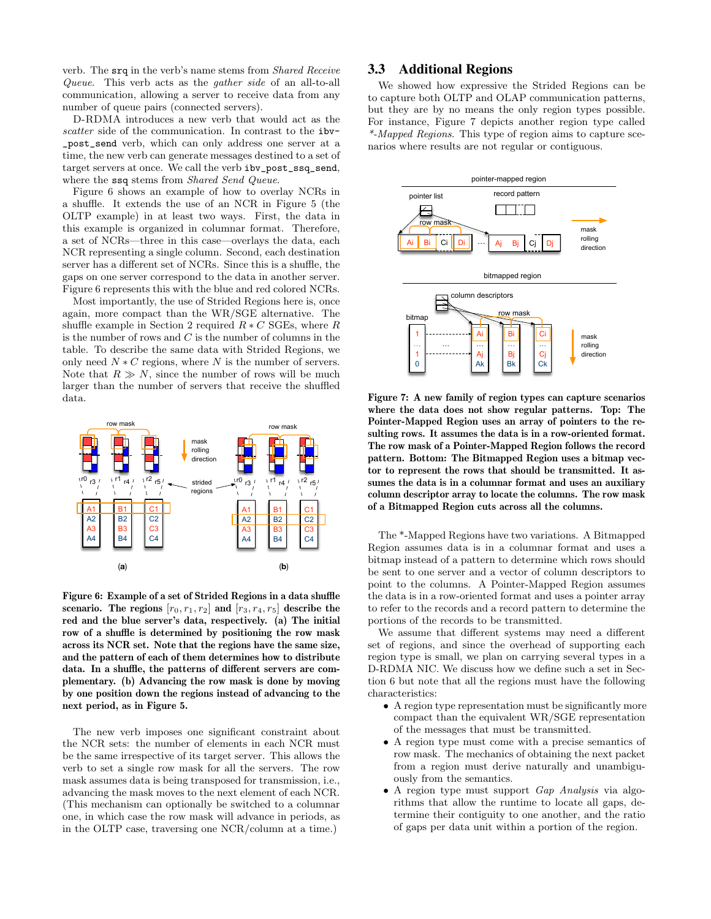verb. The `srq` in the verb's name stems from *Shared Receive Queue*. This verb acts as the *gather side* of an all-to-all communication, allowing a server to receive data from any number of queue pairs (connected servers).

D-RDMA introduces a new verb that would act as the *scatter* side of the communication. In contrast to the `ibv_post_send` verb, which can only address one server at a time, the new verb can generate messages destined to a set of target servers at once. We call the verb `ibv_post_ssq_send`, where the `ssq` stems from *Shared Send Queue*.

Figure 6 shows an example of how to overlay NCRs in a shuffle. It extends the use of an NCR in Figure 5 (the OLTP example) in at least two ways. First, the data in this example is organized in columnar format. Therefore, a set of NCRs—three in this case—overlays the data, each NCR representing a single column. Second, each destination server has a different set of NCRs. Since this is a shuffle, the gaps on one server correspond to the data in another server. Figure 6 represents this with the blue and red colored NCRs.

Most importantly, the use of Strided Regions here is, once again, more compact than the WR/SGE alternative. The shuffle example in Section 2 required $R*C$ SGEs, where $R$ is the number of rows and $C$ is the number of columns in the table. To describe the same data with Strided Regions, we only need $N*C$ regions, where $N$ is the number of servers. Note that $R \gg N$, since the number of rows will be much larger than the number of servers that receive the shuffled data.

**Figure 6: Example of a set of Strided Regions in a data shuffle scenario. The regions $[r_0, r_1, r_2]$ and $[r_3, r_4, r_5]$ describe the red and the blue server's data, respectively. (a) The initial row of a shuffle is determined by positioning the row mask across its NCR set. Note that the regions have the same size, and the pattern of each of them determines how to distribute data. In a shuffle, the patterns of different servers are complementary. (b) Advancing the row mask is done by moving by one position down the regions instead of advancing to the next period, as in Figure 5.**

The new verb imposes one significant constraint about the NCR sets: the number of elements in each NCR must be the same irrespective of its target server. This allows the verb to set a single row mask for all the servers. The row mask assumes data is being transposed for transmission, i.e., advancing the mask moves to the next element of each NCR. (This mechanism can optionally be switched to a columnar one, in which case the row mask will advance in periods, as in the OLTP case, traversing one NCR/column at a time.)

### 3.3 Additional Regions

We showed how expressive the Strided Regions can be to capture both OLTP and OLAP communication patterns, but they are by no means the only region types possible. For instance, Figure 7 depicts another region type called *\*-Mapped Regions*. This type of region aims to capture scenarios where results are not regular or contiguous.

**Figure 7: A new family of region types can capture scenarios where the data does not show regular patterns. Top: The Pointer-Mapped Region uses an array of pointers to the resulting rows. It assumes the data is in a row-oriented format. The row mask of a Pointer-Mapped Region follows the record pattern. Bottom: The Bitmapped Region uses a bitmap vector to represent the rows that should be transmitted. It assumes the data is in a columnar format and uses an auxiliary column descriptor array to locate the columns. The row mask of a Bitmapped Region cuts across all the columns.**

The \*-Mapped Regions have two variations. A Bitmapped Region assumes data is in a columnar format and uses a bitmap instead of a pattern to determine which rows should be sent to one server and a vector of column descriptors to point to the columns. A Pointer-Mapped Region assumes the data is in a row-oriented format and uses a pointer array to refer to the records and a record pattern to determine the portions of the records to be transmitted.

We assume that different systems may need a different set of regions, and since the overhead of supporting each region type is small, we plan on carrying several types in a D-RDMA NIC. We discuss how we define such a set in Section 6 but note that all the regions must have the following characteristics:

- A region type representation must be significantly more compact than the equivalent WR/SGE representation of the messages that must be transmitted.
- A region type must come with a precise semantics of row mask. The mechanics of obtaining the next packet from a region must derive naturally and unambiguously from the semantics.
- A region type must support *Gap Analysis* via algorithms that allow the runtime to locate all gaps, determine their contiguity to one another, and the ratio of gaps per data unit within a portion of the region.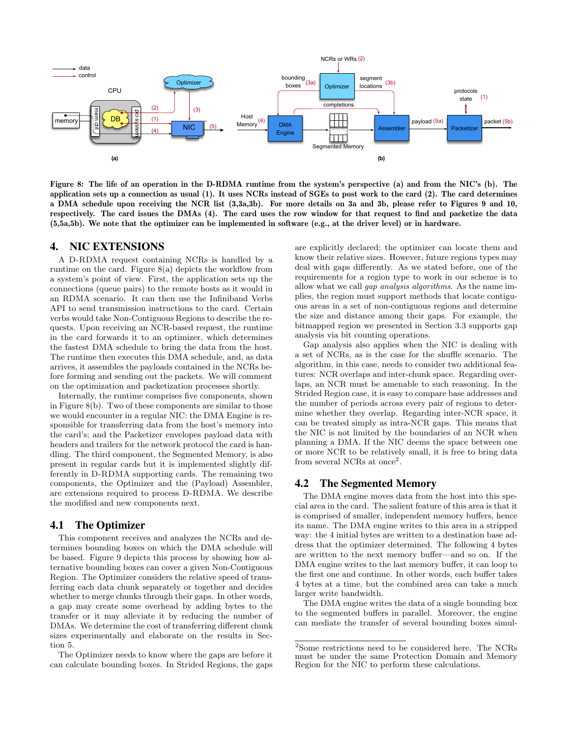Figure 8: The life of an operation in the D-RDMA runtime from the system's perspective (a) and from the NIC's (b). The application sets up a connection as usual (1). It uses NCRs instead of SGEs to post work to the card (2). The card determines a DMA schedule upon receiving the NCR list (3,3a,3b). For more details on 3a and 3b, please refer to Figures 9 and 10, respectively. The card issues the DMAs (4). The card uses the row window for that request to find and packetize the data (5,5a,5b). We note that the optimizer can be implemented in software (e.g., at the driver level) or in hardware.

## 4. NIC EXTENSIONS

A D-RDMA request containing NCRs is handled by a runtime on the card. Figure 8(a) depicts the workflow from a system's point of view. First, the application sets up the connections (queue pairs) to the remote hosts as it would in an RDMA scenario. It can then use the Infiniband Verbs API to send transmission instructions to the card. Certain verbs would take Non-Contiguous Regions to describe the requests. Upon receiving an NCR-based request, the runtime in the card forwards it to an optimizer, which determines the fastest DMA schedule to bring the data from the host. The runtime then executes this DMA schedule, and, as data arrives, it assembles the payloads contained in the NCRs before forming and sending out the packets. We will comment on the optimization and packetization processes shortly.

Internally, the runtime comprises five components, shown in Figure 8(b). Two of these components are similar to those we would encounter in a regular NIC: the DMA Engine is responsible for transferring data from the host's memory into the card's; and the Packetizer envelopes payload data with headers and trailers for the network protocol the card is handling. The third component, the Segmented Memory, is also present in regular cards but it is implemented slightly differently in D-RDMA supporting cards. The remaining two components, the Optimizer and the (Payload) Assembler, are extensions required to process D-RDMA. We describe the modified and new components next.

### 4.1 The Optimizer

This component receives and analyzes the NCRs and determines bounding boxes on which the DMA schedule will be based. Figure 9 depicts this process by showing how alternative bounding boxes can cover a given Non-Contiguous Region. The Optimizer considers the relative speed of transferring each data chunk separately or together and decides whether to merge chunks through their gaps. In other words, a gap may create some overhead by adding bytes to the transfer or it may alleviate it by reducing the number of DMAs. We determine the cost of transferring different chunk sizes experimentally and elaborate on the results in Section 5.

The Optimizer needs to know where the gaps are before it can calculate bounding boxes. In Strided Regions, the gaps are explicitly declared; the optimizer can locate them and know their relative sizes. However, future regions types may deal with gaps differently. As we stated before, one of the requirements for a region type to work in our scheme is to allow what we call *gap analysis algorithms*. As the name implies, the region must support methods that locate contiguous areas in a set of non-contiguous regions and determine the size and distance among their gaps. For example, the bitmapped region we presented in Section 3.3 supports gap analysis via bit counting operations.

Gap analysis also applies when the NIC is dealing with a set of NCRs, as is the case for the shuffle scenario. The algorithm, in this case, needs to consider two additional features: NCR overlaps and inter-chunk space. Regarding overlaps, an NCR must be amenable to such reasoning. In the Strided Region case, it is easy to compare base addresses and the number of periods across every pair of regions to determine whether they overlap. Regarding inter-NCR space, it can be treated simply as intra-NCR gaps. This means that the NIC is not limited by the boundaries of an NCR when planning a DMA. If the NIC deems the space between one or more NCR to be relatively small, it is free to bring data from several NCRs at once[2].

### 4.2 The Segmented Memory

The DMA engine moves data from the host into this special area in the card. The salient feature of this area is that it is comprised of smaller, independent memory buffers, hence its name. The DMA engine writes to this area in a stripped way: the 4 initial bytes are written to a destination base address that the optimizer determined. The following 4 bytes are written to the next memory buffer—and so on. If the DMA engine writes to the last memory buffer, it can loop to the first one and continue. In other words, each buffer takes 4 bytes at a time, but the combined area can take a much larger write bandwidth.

The DMA engine writes the data of a single bounding box to the segmented buffers in parallel. Moreover, the engine can mediate the transfer of several bounding boxes simul-

[2]Some restrictions need to be considered here. The NCRs must be under the same Protection Domain and Memory Region for the NIC to perform these calculations.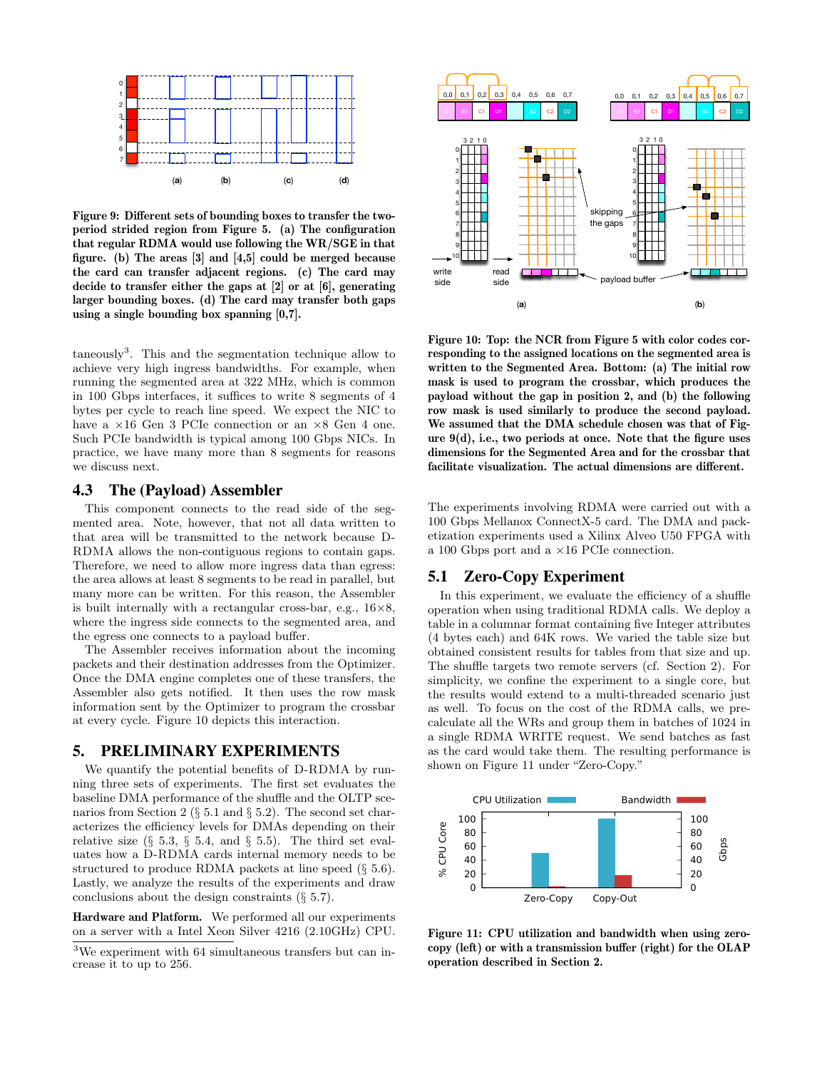Figure 9: Different sets of bounding boxes to transfer the two-period strided region from Figure 5. (a) The configuration that regular RDMA would use following the WR/SGE in that figure. (b) The areas [3] and [4,5] could be merged because the card can transfer adjacent regions. (c) The card may decide to transfer either the gaps at [2] or at [6], generating larger bounding boxes. (d) The card may transfer both gaps using a single bounding box spanning [0,7].

taneously[3]. This and the segmentation technique allow to achieve very high ingress bandwidths. For example, when running the segmented area at 322 MHz, which is common in 100 Gbps interfaces, it suffices to write 8 segments of 4 bytes per cycle to reach line speed. We expect the NIC to have a ×16 Gen 3 PCIe connection or an ×8 Gen 4 one. Such PCIe bandwidth is typical among 100 Gbps NICs. In practice, we have many more than 8 segments for reasons we discuss next.

### 4.3 The (Payload) Assembler

This component connects to the read side of the segmented area. Note, however, that not all data written to that area will be transmitted to the network because D-RDMA allows the non-contiguous regions to contain gaps. Therefore, we need to allow more ingress data than egress: the area allows at least 8 segments to be read in parallel, but many more can be written. For this reason, the Assembler is built internally with a rectangular cross-bar, e.g., 16×8, where the ingress side connects to the segmented area, and the egress one connects to a payload buffer.

The Assembler receives information about the incoming packets and their destination addresses from the Optimizer. Once the DMA engine completes one of these transfers, the Assembler also gets notified. It then uses the row mask information sent by the Optimizer to program the crossbar at every cycle. Figure 10 depicts this interaction.

## 5. PRELIMINARY EXPERIMENTS

We quantify the potential benefits of D-RDMA by running three sets of experiments. The first set evaluates the baseline DMA performance of the shuffle and the OLTP scenarios from Section 2 (§ 5.1 and § 5.2). The second set characterizes the efficiency levels for DMAs depending on their relative size (§ 5.3, § 5.4, and § 5.5). The third set evaluates how a D-RDMA cards internal memory needs to be structured to produce RDMA packets at line speed (§ 5.6). Lastly, we analyze the results of the experiments and draw conclusions about the design constraints (§ 5.7).

**Hardware and Platform.** We performed all our experiments on a server with a Intel Xeon Silver 4216 (2.10GHz) CPU. The experiments involving RDMA were carried out with a 100 Gbps Mellanox ConnectX-5 card. The DMA and packetization experiments used a Xilinx Alveo U50 FPGA with a 100 Gbps port and a ×16 PCIe connection.

[3]We experiment with 64 simultaneous transfers but can increase it to up to 256.

Figure 10: Top: the NCR from Figure 5 with color codes corresponding to the assigned locations on the segmented area is written to the Segmented Area. Bottom: (a) The initial row mask is used to program the crossbar, which produces the payload without the gap in position 2, and (b) the following row mask is used similarly to produce the second payload. We assumed that the DMA schedule chosen was that of Figure 9(d), i.e., two periods at once. Note that the figure uses dimensions for the Segmented Area and for the crossbar that facilitate visualization. The actual dimensions are different.

### 5.1 Zero-Copy Experiment

In this experiment, we evaluate the efficiency of a shuffle operation when using traditional RDMA calls. We deploy a table in a columnar format containing five Integer attributes (4 bytes each) and 64K rows. We varied the table size but obtained consistent results for tables from that size and up. The shuffle targets two remote servers (cf. Section 2). For simplicity, we confine the experiment to a single core, but the results would extend to a multi-threaded scenario just as well. To focus on the cost of the RDMA calls, we pre-calculate all the WRs and group them in batches of 1024 in a single RDMA WRITE request. We send batches as fast as the card would take them. The resulting performance is shown on Figure 11 under "Zero-Copy."

Figure 11: CPU utilization and bandwidth when using zero-copy (left) or with a transmission buffer (right) for the OLAP operation described in Section 2.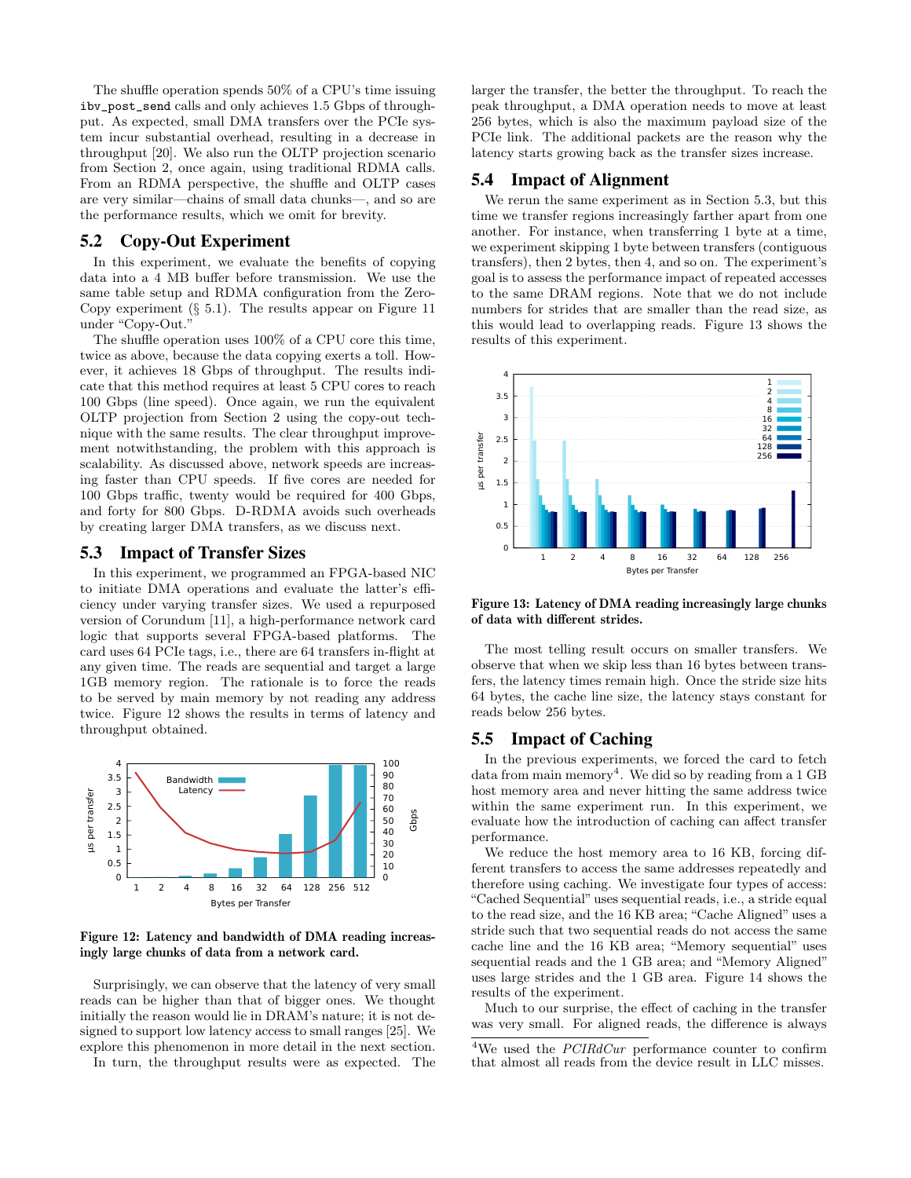The shuffle operation spends 50% of a CPU's time issuing `ibv_post_send` calls and only achieves 1.5 Gbps of throughput. As expected, small DMA transfers over the PCIe system incur substantial overhead, resulting in a decrease in throughput [20]. We also run the OLTP projection scenario from Section 2, once again, using traditional RDMA calls. From an RDMA perspective, the shuffle and OLTP cases are very similar—chains of small data chunks—, and so are the performance results, which we omit for brevity.

## 5.2 Copy-Out Experiment

In this experiment, we evaluate the benefits of copying data into a 4 MB buffer before transmission. We use the same table setup and RDMA configuration from the Zero-Copy experiment (§ 5.1). The results appear on Figure 11 under "Copy-Out."

The shuffle operation uses 100% of a CPU core this time, twice as above, because the data copying exerts a toll. However, it achieves 18 Gbps of throughput. The results indicate that this method requires at least 5 CPU cores to reach 100 Gbps (line speed). Once again, we run the equivalent OLTP projection from Section 2 using the copy-out technique with the same results. The clear throughput improvement notwithstanding, the problem with this approach is scalability. As discussed above, network speeds are increasing faster than CPU speeds. If five cores are needed for 100 Gbps traffic, twenty would be required for 400 Gbps, and forty for 800 Gbps. D-RDMA avoids such overheads by creating larger DMA transfers, as we discuss next.

## 5.3 Impact of Transfer Sizes

In this experiment, we programmed an FPGA-based NIC to initiate DMA operations and evaluate the latter's efficiency under varying transfer sizes. We used a repurposed version of Corundum [11], a high-performance network card logic that supports several FPGA-based platforms. The card uses 64 PCIe tags, i.e., there are 64 transfers in-flight at any given time. The reads are sequential and target a large 1GB memory region. The rationale is to force the reads to be served by main memory by not reading any address twice. Figure 12 shows the results in terms of latency and throughput obtained.

**Figure 12: Latency and bandwidth of DMA reading increasingly large chunks of data from a network card.**

Surprisingly, we can observe that the latency of very small reads can be higher than that of bigger ones. We thought initially the reason would lie in DRAM's nature; it is not designed to support low latency access to small ranges [25]. We explore this phenomenon in more detail in the next section.

In turn, the throughput results were as expected. The larger the transfer, the better the throughput. To reach the peak throughput, a DMA operation needs to move at least 256 bytes, which is also the maximum payload size of the PCIe link. The additional packets are the reason why the latency starts growing back as the transfer sizes increase.

## 5.4 Impact of Alignment

We rerun the same experiment as in Section 5.3, but this time we transfer regions increasingly farther apart from one another. For instance, when transferring 1 byte at a time, we experiment skipping 1 byte between transfers (contiguous transfers), then 2 bytes, then 4, and so on. The experiment's goal is to assess the performance impact of repeated accesses to the same DRAM regions. Note that we do not include numbers for strides that are smaller than the read size, as this would lead to overlapping reads. Figure 13 shows the results of this experiment.

**Figure 13: Latency of DMA reading increasingly large chunks of data with different strides.**

The most telling result occurs on smaller transfers. We observe that when we skip less than 16 bytes between transfers, the latency times remain high. Once the stride size hits 64 bytes, the cache line size, the latency stays constant for reads below 256 bytes.

## 5.5 Impact of Caching

In the previous experiments, we forced the card to fetch data from main memory[4]. We did so by reading from a 1 GB host memory area and never hitting the same address twice within the same experiment run. In this experiment, we evaluate how the introduction of caching can affect transfer performance.

We reduce the host memory area to 16 KB, forcing different transfers to access the same addresses repeatedly and therefore using caching. We investigate four types of access: "Cached Sequential" uses sequential reads, i.e., a stride equal to the read size, and the 16 KB area; "Cache Aligned" uses a stride such that two sequential reads do not access the same cache line and the 16 KB area; "Memory sequential" uses sequential reads and the 1 GB area; and "Memory Aligned" uses large strides and the 1 GB area. Figure 14 shows the results of the experiment.

Much to our surprise, the effect of caching in the transfer was very small. For aligned reads, the difference is always

[4] We used the *PCIRdCur* performance counter to confirm that almost all reads from the device result in LLC misses.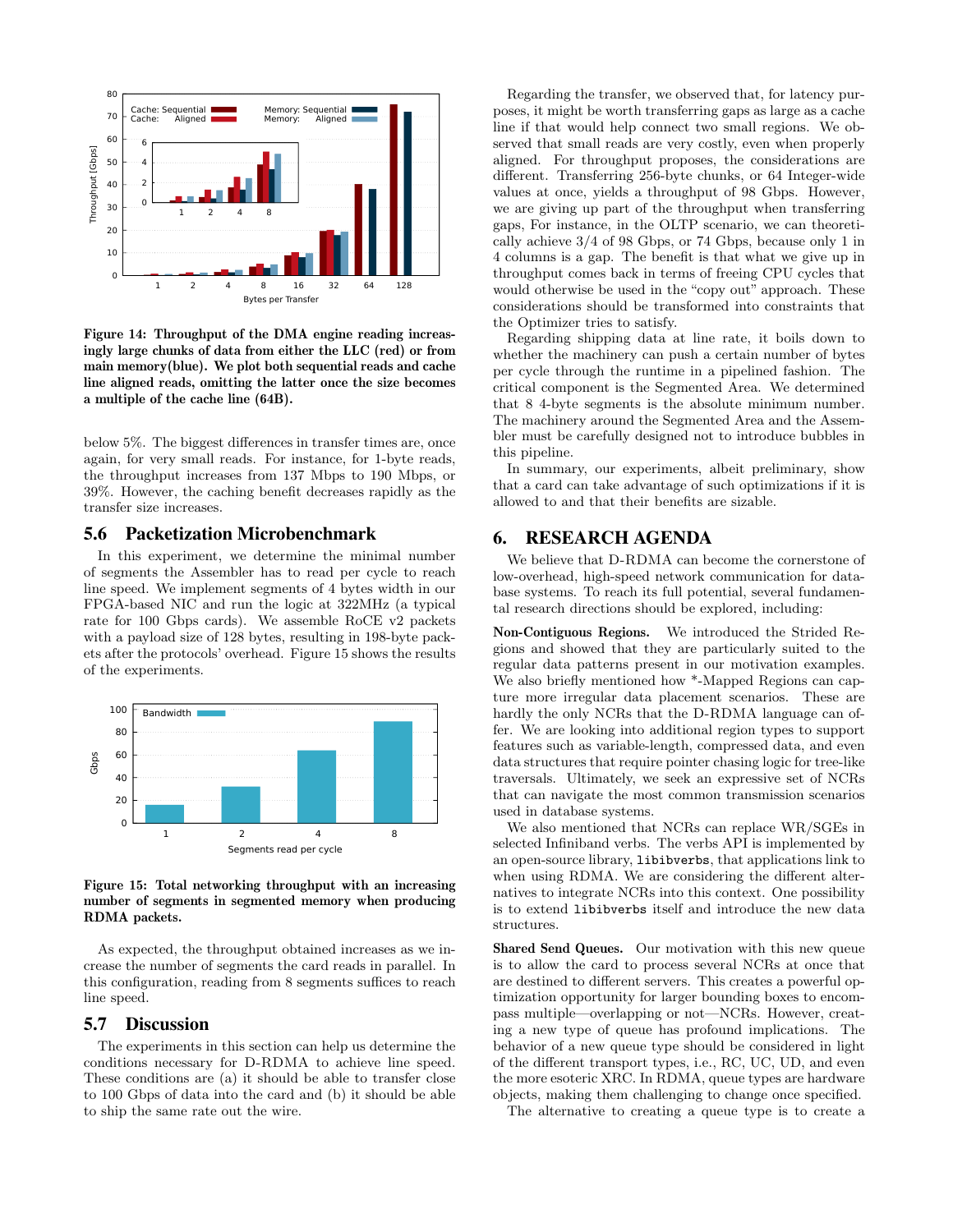Figure 14: Throughput of the DMA engine reading increasingly large chunks of data from either the LLC (red) or from main memory(blue). We plot both sequential reads and cache line aligned reads, omitting the latter once the size becomes a multiple of the cache line (64B).

below 5%. The biggest differences in transfer times are, once again, for very small reads. For instance, for 1-byte reads, the throughput increases from 137 Mbps to 190 Mbps, or 39%. However, the caching benefit decreases rapidly as the transfer size increases.

## 5.6 Packetization Microbenchmark

In this experiment, we determine the minimal number of segments the Assembler has to read per cycle to reach line speed. We implement segments of 4 bytes width in our FPGA-based NIC and run the logic at 322MHz (a typical rate for 100 Gbps cards). We assemble RoCE v2 packets with a payload size of 128 bytes, resulting in 198-byte packets after the protocols' overhead. Figure 15 shows the results of the experiments.

Figure 15: Total networking throughput with an increasing number of segments in segmented memory when producing RDMA packets.

As expected, the throughput obtained increases as we increase the number of segments the card reads in parallel. In this configuration, reading from 8 segments suffices to reach line speed.

## 5.7 Discussion

The experiments in this section can help us determine the conditions necessary for D-RDMA to achieve line speed. These conditions are (a) it should be able to transfer close to 100 Gbps of data into the card and (b) it should be able to ship the same rate out the wire.

Regarding the transfer, we observed that, for latency purposes, it might be worth transferring gaps as large as a cache line if that would help connect two small regions. We observed that small reads are very costly, even when properly aligned. For throughput proposes, the considerations are different. Transferring 256-byte chunks, or 64 Integer-wide values at once, yields a throughput of 98 Gbps. However, we are giving up part of the throughput when transferring gaps, For instance, in the OLTP scenario, we can theoretically achieve 3/4 of 98 Gbps, or 74 Gbps, because only 1 in 4 columns is a gap. The benefit is that what we give up in throughput comes back in terms of freeing CPU cycles that would otherwise be used in the "copy out" approach. These considerations should be transformed into constraints that the Optimizer tries to satisfy.

Regarding shipping data at line rate, it boils down to whether the machinery can push a certain number of bytes per cycle through the runtime in a pipelined fashion. The critical component is the Segmented Area. We determined that 8 4-byte segments is the absolute minimum number. The machinery around the Segmented Area and the Assembler must be carefully designed not to introduce bubbles in this pipeline.

In summary, our experiments, albeit preliminary, show that a card can take advantage of such optimizations if it is allowed to and that their benefits are sizable.

# 6. RESEARCH AGENDA

We believe that D-RDMA can become the cornerstone of low-overhead, high-speed network communication for database systems. To reach its full potential, several fundamental research directions should be explored, including:

**Non-Contiguous Regions.** We introduced the Strided Regions and showed that they are particularly suited to the regular data patterns present in our motivation examples. We also briefly mentioned how *-Mapped Regions can capture more irregular data placement scenarios. These are hardly the only NCRs that the D-RDMA language can offer. We are looking into additional region types to support features such as variable-length, compressed data, and even data structures that require pointer chasing logic for tree-like traversals. Ultimately, we seek an expressive set of NCRs that can navigate the most common transmission scenarios used in database systems.

We also mentioned that NCRs can replace WR/SGEs in selected Infiniband verbs. The verbs API is implemented by an open-source library, `libibverbs`, that applications link to when using RDMA. We are considering the different alternatives to integrate NCRs into this context. One possibility is to extend `libibverbs` itself and introduce the new data structures.

**Shared Send Queues.** Our motivation with this new queue is to allow the card to process several NCRs at once that are destined to different servers. This creates a powerful optimization opportunity for larger bounding boxes to encompass multiple—overlapping or not—NCRs. However, creating a new type of queue has profound implications. The behavior of a new queue type should be considered in light of the different transport types, i.e., RC, UC, UD, and even the more esoteric XRC. In RDMA, queue types are hardware objects, making them challenging to change once specified.

The alternative to creating a queue type is to create a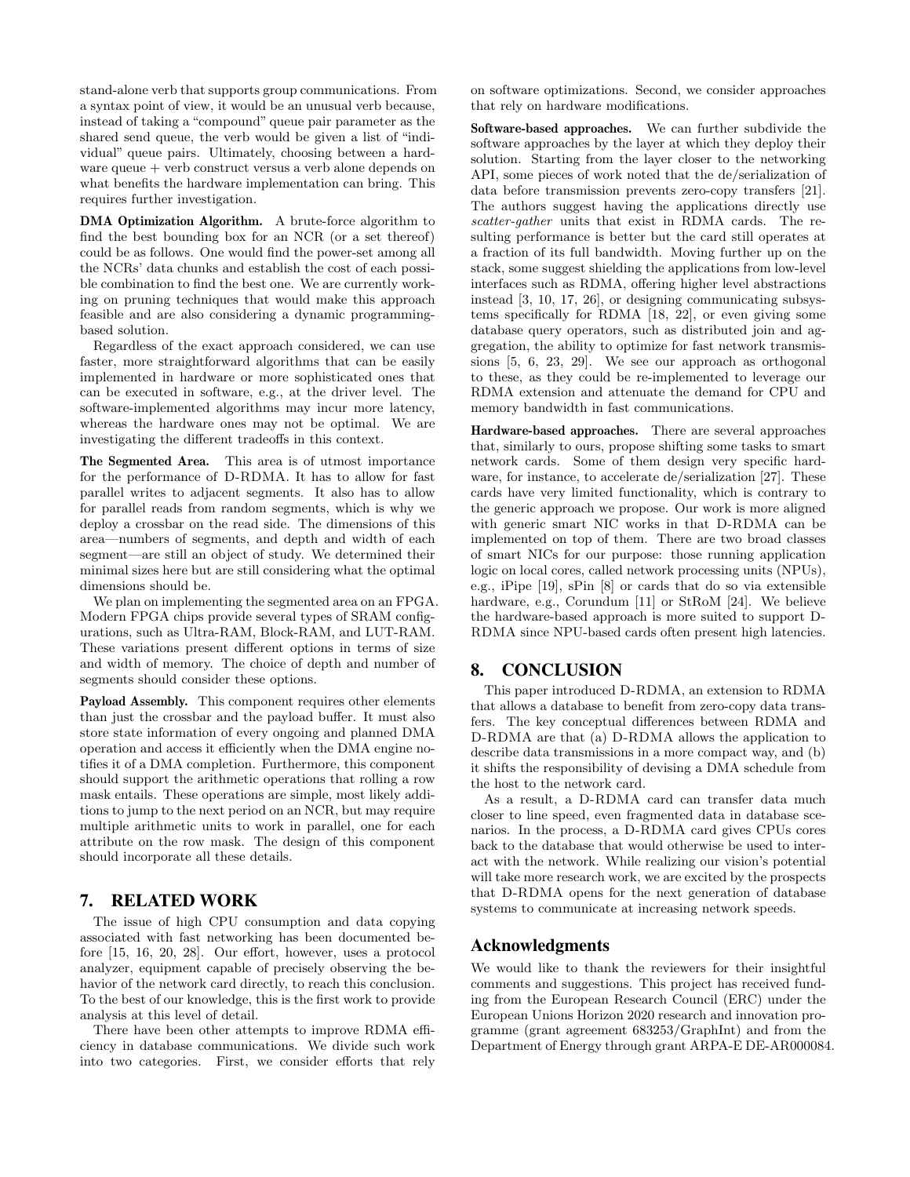stand-alone verb that supports group communications. From a syntax point of view, it would be an unusual verb because, instead of taking a "compound" queue pair parameter as the shared send queue, the verb would be given a list of "individual" queue pairs. Ultimately, choosing between a hardware queue + verb construct versus a verb alone depends on what benefits the hardware implementation can bring. This requires further investigation.

**DMA Optimization Algorithm.** A brute-force algorithm to find the best bounding box for an NCR (or a set thereof) could be as follows. One would find the power-set among all the NCRs' data chunks and establish the cost of each possible combination to find the best one. We are currently working on pruning techniques that would make this approach feasible and are also considering a dynamic programming-based solution.

Regardless of the exact approach considered, we can use faster, more straightforward algorithms that can be easily implemented in hardware or more sophisticated ones that can be executed in software, e.g., at the driver level. The software-implemented algorithms may incur more latency, whereas the hardware ones may not be optimal. We are investigating the different tradeoffs in this context.

**The Segmented Area.** This area is of utmost importance for the performance of D-RDMA. It has to allow for fast parallel writes to adjacent segments. It also has to allow for parallel reads from random segments, which is why we deploy a crossbar on the read side. The dimensions of this area—numbers of segments, and depth and width of each segment—are still an object of study. We determined their minimal sizes here but are still considering what the optimal dimensions should be.

We plan on implementing the segmented area on an FPGA. Modern FPGA chips provide several types of SRAM configurations, such as Ultra-RAM, Block-RAM, and LUT-RAM. These variations present different options in terms of size and width of memory. The choice of depth and number of segments should consider these options.

**Payload Assembly.** This component requires other elements than just the crossbar and the payload buffer. It must also store state information of every ongoing and planned DMA operation and access it efficiently when the DMA engine notifies it of a DMA completion. Furthermore, this component should support the arithmetic operations that rolling a row mask entails. These operations are simple, most likely additions to jump to the next period on an NCR, but may require multiple arithmetic units to work in parallel, one for each attribute on the row mask. The design of this component should incorporate all these details.

## 7. RELATED WORK

The issue of high CPU consumption and data copying associated with fast networking has been documented before [15, 16, 20, 28]. Our effort, however, uses a protocol analyzer, equipment capable of precisely observing the behavior of the network card directly, to reach this conclusion. To the best of our knowledge, this is the first work to provide analysis at this level of detail.

There have been other attempts to improve RDMA efficiency in database communications. We divide such work into two categories. First, we consider efforts that rely on software optimizations. Second, we consider approaches that rely on hardware modifications.

**Software-based approaches.** We can further subdivide the software approaches by the layer at which they deploy their solution. Starting from the layer closer to the networking API, some pieces of work noted that the de/serialization of data before transmission prevents zero-copy transfers [21]. The authors suggest having the applications directly use *scatter-gather* units that exist in RDMA cards. The resulting performance is better but the card still operates at a fraction of its full bandwidth. Moving further up on the stack, some suggest shielding the applications from low-level interfaces such as RDMA, offering higher level abstractions instead [3, 10, 17, 26], or designing communicating subsystems specifically for RDMA [18, 22], or even giving some database query operators, such as distributed join and aggregation, the ability to optimize for fast network transmissions [5, 6, 23, 29]. We see our approach as orthogonal to these, as they could be re-implemented to leverage our RDMA extension and attenuate the demand for CPU and memory bandwidth in fast communications.

**Hardware-based approaches.** There are several approaches that, similarly to ours, propose shifting some tasks to smart network cards. Some of them design very specific hardware, for instance, to accelerate de/serialization [27]. These cards have very limited functionality, which is contrary to the generic approach we propose. Our work is more aligned with generic smart NIC works in that D-RDMA can be implemented on top of them. There are two broad classes of smart NICs for our purpose: those running application logic on local cores, called network processing units (NPUs), e.g., iPipe [19], sPin [8] or cards that do so via extensible hardware, e.g., Corundum [11] or StRoM [24]. We believe the hardware-based approach is more suited to support D-RDMA since NPU-based cards often present high latencies.

## 8. CONCLUSION

This paper introduced D-RDMA, an extension to RDMA that allows a database to benefit from zero-copy data transfers. The key conceptual differences between RDMA and D-RDMA are that (a) D-RDMA allows the application to describe data transmissions in a more compact way, and (b) it shifts the responsibility of devising a DMA schedule from the host to the network card.

As a result, a D-RDMA card can transfer data much closer to line speed, even fragmented data in database scenarios. In the process, a D-RDMA card gives CPUs cores back to the database that would otherwise be used to interact with the network. While realizing our vision's potential will take more research work, we are excited by the prospects that D-RDMA opens for the next generation of database systems to communicate at increasing network speeds.

## Acknowledgments

We would like to thank the reviewers for their insightful comments and suggestions. This project has received funding from the European Research Council (ERC) under the European Unions Horizon 2020 research and innovation programme (grant agreement 683253/GraphInt) and from the Department of Energy through grant ARPA-E DE-AR000084.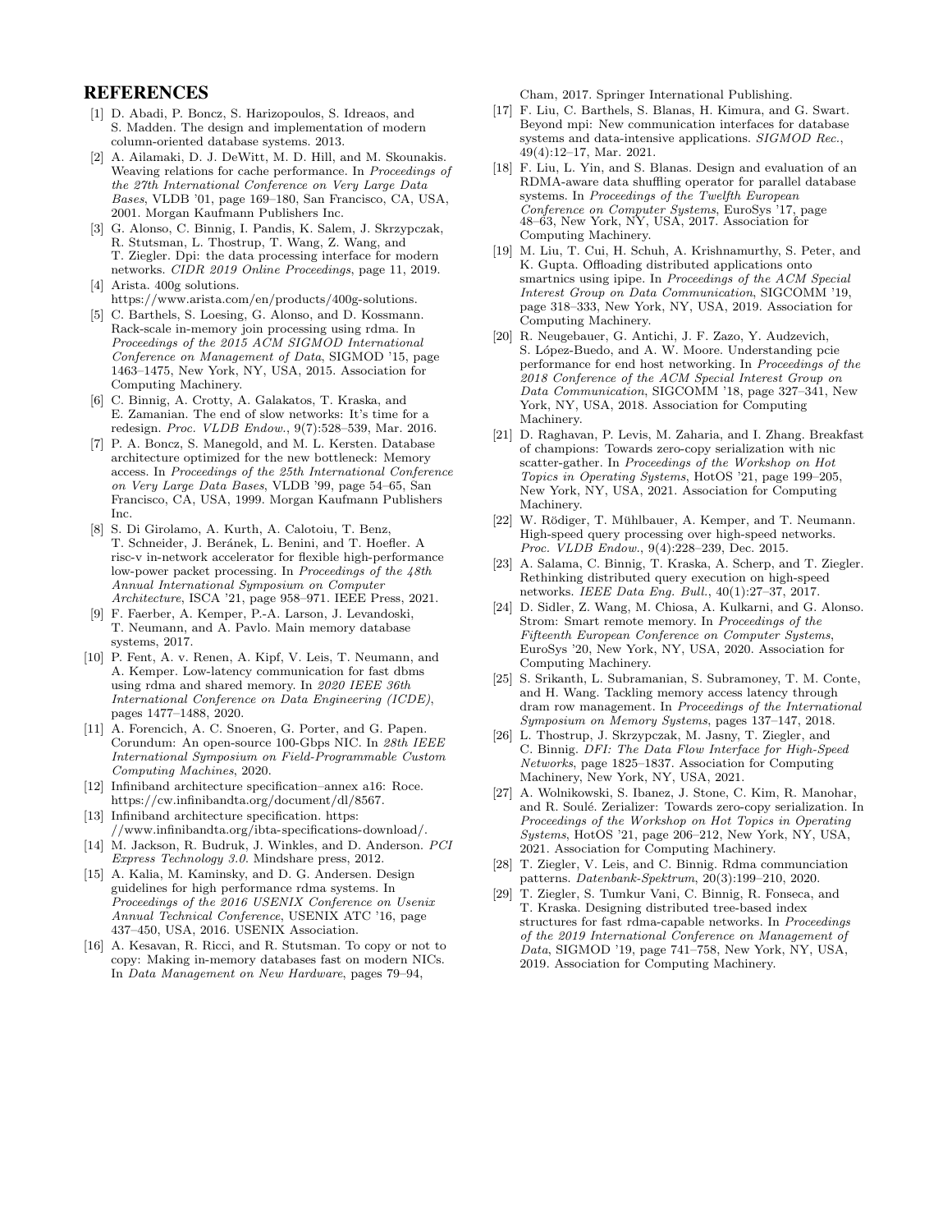## REFERENCES

[1] D. Abadi, P. Boncz, S. Harizopoulos, S. Idreaos, and S. Madden. The design and implementation of modern column-oriented database systems. 2013.

[2] A. Ailamaki, D. J. DeWitt, M. D. Hill, and M. Skounakis. Weaving relations for cache performance. In *Proceedings of the 27th International Conference on Very Large Data Bases*, VLDB '01, page 169–180, San Francisco, CA, USA, 2001. Morgan Kaufmann Publishers Inc.

[3] G. Alonso, C. Binnig, I. Pandis, K. Salem, J. Skrzypczak, R. Stutsman, L. Thostrup, T. Wang, Z. Wang, and T. Ziegler. Dpi: the data processing interface for modern networks. *CIDR 2019 Online Proceedings*, page 11, 2019.

[4] Arista. 400g solutions. https://www.arista.com/en/products/400g-solutions.

[5] C. Barthels, S. Loesing, G. Alonso, and D. Kossmann. Rack-scale in-memory join processing using rdma. In *Proceedings of the 2015 ACM SIGMOD International Conference on Management of Data*, SIGMOD '15, page 1463–1475, New York, NY, USA, 2015. Association for Computing Machinery.

[6] C. Binnig, A. Crotty, A. Galakatos, T. Kraska, and E. Zamanian. The end of slow networks: It's time for a redesign. *Proc. VLDB Endow.*, 9(7):528–539, Mar. 2016.

[7] P. A. Boncz, S. Manegold, and M. L. Kersten. Database architecture optimized for the new bottleneck: Memory access. In *Proceedings of the 25th International Conference on Very Large Data Bases*, VLDB '99, page 54–65, San Francisco, CA, USA, 1999. Morgan Kaufmann Publishers Inc.

[8] S. Di Girolamo, A. Kurth, A. Calotoiu, T. Benz, T. Schneider, J. Beránek, L. Benini, and T. Hoefler. A risc-v in-network accelerator for flexible high-performance low-power packet processing. In *Proceedings of the 48th Annual International Symposium on Computer Architecture*, ISCA '21, page 958–971. IEEE Press, 2021.

[9] F. Faerber, A. Kemper, P.-A. Larson, J. Levandoski, T. Neumann, and A. Pavlo. Main memory database systems, 2017.

[10] P. Fent, A. v. Renen, A. Kipf, V. Leis, T. Neumann, and A. Kemper. Low-latency communication for fast dbms using rdma and shared memory. In *2020 IEEE 36th International Conference on Data Engineering (ICDE)*, pages 1477–1488, 2020.

[11] A. Forencich, A. C. Snoeren, G. Porter, and G. Papen. Corundum: An open-source 100-Gbps NIC. In *28th IEEE International Symposium on Field-Programmable Custom Computing Machines*, 2020.

[12] Infiniband architecture specification–annex a16: Roce. https://cw.infinibandta.org/document/dl/8567.

[13] Infiniband architecture specification. https://www.infinibandta.org/ibta-specifications-download/.

[14] M. Jackson, R. Budruk, J. Winkles, and D. Anderson. *PCI Express Technology 3.0*. Mindshare press, 2012.

[15] A. Kalia, M. Kaminsky, and D. G. Andersen. Design guidelines for high performance rdma systems. In *Proceedings of the 2016 USENIX Conference on Usenix Annual Technical Conference*, USENIX ATC '16, page 437–450, USA, 2016. USENIX Association.

[16] A. Kesavan, R. Ricci, and R. Stutsman. To copy or not to copy: Making in-memory databases fast on modern NICs. In *Data Management on New Hardware*, pages 79–94, Cham, 2017. Springer International Publishing.

[17] F. Liu, C. Barthels, S. Blanas, H. Kimura, and G. Swart. Beyond mpi: New communication interfaces for database systems and data-intensive applications. *SIGMOD Rec.*, 49(4):12–17, Mar. 2021.

[18] F. Liu, L. Yin, and S. Blanas. Design and evaluation of an RDMA-aware data shuffling operator for parallel database systems. In *Proceedings of the Twelfth European Conference on Computer Systems*, EuroSys '17, page 48–63, New York, NY, USA, 2017. Association for Computing Machinery.

[19] M. Liu, T. Cui, H. Schuh, A. Krishnamurthy, S. Peter, and K. Gupta. Offloading distributed applications onto smartnics using ipipe. In *Proceedings of the ACM Special Interest Group on Data Communication*, SIGCOMM '19, page 318–333, New York, NY, USA, 2019. Association for Computing Machinery.

[20] R. Neugebauer, G. Antichi, J. F. Zazo, Y. Audzevich, S. López-Buedo, and A. W. Moore. Understanding pcie performance for end host networking. In *Proceedings of the 2018 Conference of the ACM Special Interest Group on Data Communication*, SIGCOMM '18, page 327–341, New York, NY, USA, 2018. Association for Computing Machinery.

[21] D. Raghavan, P. Levis, M. Zaharia, and I. Zhang. Breakfast of champions: Towards zero-copy serialization with nic scatter-gather. In *Proceedings of the Workshop on Hot Topics in Operating Systems*, HotOS '21, page 199–205, New York, NY, USA, 2021. Association for Computing Machinery.

[22] W. Rödiger, T. Mühlbauer, A. Kemper, and T. Neumann. High-speed query processing over high-speed networks. *Proc. VLDB Endow.*, 9(4):228–239, Dec. 2015.

[23] A. Salama, C. Binnig, T. Kraska, A. Scherp, and T. Ziegler. Rethinking distributed query execution on high-speed networks. *IEEE Data Eng. Bull.*, 40(1):27–37, 2017.

[24] D. Sidler, Z. Wang, M. Chiosa, A. Kulkarni, and G. Alonso. Strom: Smart remote memory. In *Proceedings of the Fifteenth European Conference on Computer Systems*, EuroSys '20, New York, NY, USA, 2020. Association for Computing Machinery.

[25] S. Srikanth, L. Subramanian, S. Subramoney, T. M. Conte, and H. Wang. Tackling memory access latency through dram row management. In *Proceedings of the International Symposium on Memory Systems*, pages 137–147, 2018.

[26] L. Thostrup, J. Skrzypczak, M. Jasny, T. Ziegler, and C. Binnig. *DFI: The Data Flow Interface for High-Speed Networks*, page 1825–1837. Association for Computing Machinery, New York, NY, USA, 2021.

[27] A. Wolnikowski, S. Ibanez, J. Stone, C. Kim, R. Manohar, and R. Soulé. Zerializer: Towards zero-copy serialization. In *Proceedings of the Workshop on Hot Topics in Operating Systems*, HotOS '21, page 206–212, New York, NY, USA, 2021. Association for Computing Machinery.

[28] T. Ziegler, V. Leis, and C. Binnig. Rdma communciation patterns. *Datenbank-Spektrum*, 20(3):199–210, 2020.

[29] T. Ziegler, S. Tumkur Vani, C. Binnig, R. Fonseca, and T. Kraska. Designing distributed tree-based index structures for fast rdma-capable networks. In *Proceedings of the 2019 International Conference on Management of Data*, SIGMOD '19, page 741–758, New York, NY, USA, 2019. Association for Computing Machinery.